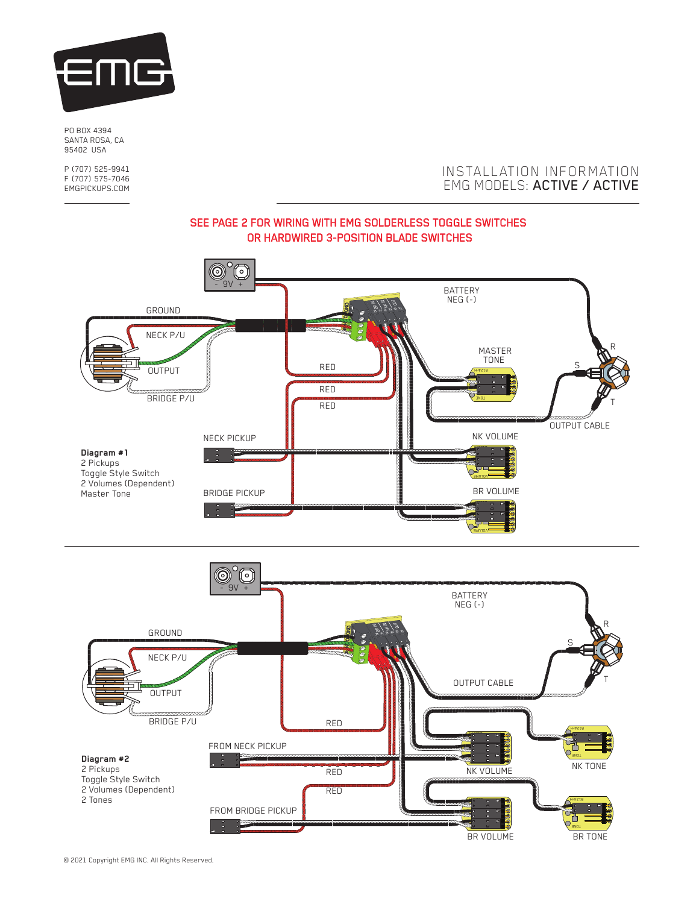PO BOX 4394
SANTA ROSA, CA
95402 USA

P (707) 525-9941
F (707) 575-7046
EMGPICKUPS.COM

# INSTALLATION INFORMATION
# EMG MODELS: **ACTIVE / ACTIVE**

**SEE PAGE 2 FOR WIRING WITH EMG SOLDERLESS TOGGLE SWITCHES OR HARDWIRED 3-POSITION BLADE SWITCHES**

- 9V +

BATTERY NEG (-)

GROUND

NECK P/U

OUTPUT

BRIDGE P/U

RED

RED

RED

MASTER TONE

R

S

T

OUTPUT CABLE

NECK PICKUP

NK VOLUME

BRIDGE PICKUP

BR VOLUME

**Diagram #1**
2 Pickups
Toggle Style Switch
2 Volumes (Dependent)
Master Tone

- 9V +

BATTERY NEG (-)

GROUND

NECK P/U

OUTPUT

BRIDGE P/U

R

S

T

OUTPUT CABLE

RED

FROM NECK PICKUP

NK VOLUME

NK TONE

RED

RED

FROM BRIDGE PICKUP

BR VOLUME

BR TONE

**Diagram #2**
2 Pickups
Toggle Style Switch
2 Volumes (Dependent)
2 Tones

© 2021 Copyright EMG INC. All Rights Reserved.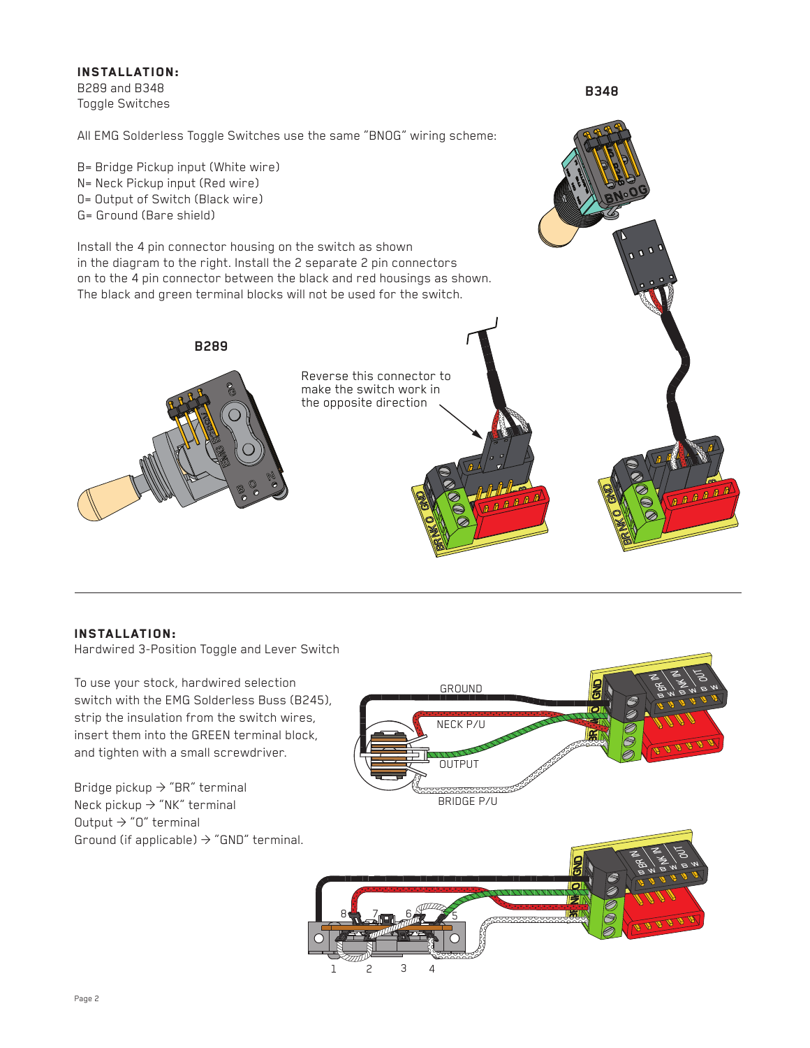## INSTALLATION:

B289 and B348
Toggle Switches

All EMG Solderless Toggle Switches use the same "BNOG" wiring scheme:

B= Bridge Pickup input (White wire)
N= Neck Pickup input (Red wire)
O= Output of Switch (Black wire)
G= Ground (Bare shield)

Install the 4 pin connector housing on the switch as shown in the diagram to the right. Install the 2 separate 2 pin connectors on to the 4 pin connector between the black and red housings as shown. The black and green terminal blocks will not be used for the switch.

B348

B289

Reverse this connector to make the switch work in the opposite direction

## INSTALLATION:

Hardwired 3-Position Toggle and Lever Switch

To use your stock, hardwired selection switch with the EMG Solderless Buss (B245), strip the insulation from the switch wires, insert them into the GREEN terminal block, and tighten with a small screwdriver.

Bridge pickup → "BR" terminal
Neck pickup → "NK" terminal
Output → "O" terminal
Ground (if applicable) → "GND" terminal.

GROUND
NECK P/U
OUTPUT
BRIDGE P/U